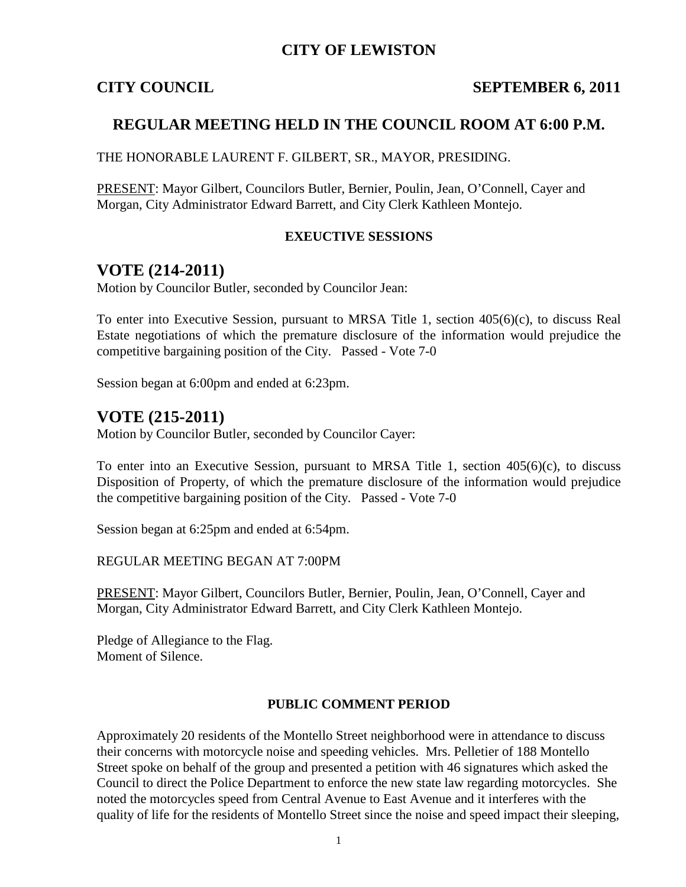# CITY OF LEWISTON

**CITY COUNCIL** **SEPTEMBER 6, 2011**

## REGULAR MEETING HELD IN THE COUNCIL ROOM AT 6:00 P.M.

THE HONORABLE LAURENT F. GILBERT, SR., MAYOR, PRESIDING.

PRESENT: Mayor Gilbert, Councilors Butler, Bernier, Poulin, Jean, O'Connell, Cayer and Morgan, City Administrator Edward Barrett, and City Clerk Kathleen Montejo.

### EXECUTIVE SESSIONS

# VOTE (214-2011)

Motion by Councilor Butler, seconded by Councilor Jean:

To enter into Executive Session, pursuant to MRSA Title 1, section 405(6)(c), to discuss Real Estate negotiations of which the premature disclosure of the information would prejudice the competitive bargaining position of the City. Passed - Vote 7-0

Session began at 6:00pm and ended at 6:23pm.

# VOTE (215-2011)

Motion by Councilor Butler, seconded by Councilor Cayer:

To enter into an Executive Session, pursuant to MRSA Title 1, section 405(6)(c), to discuss Disposition of Property, of which the premature disclosure of the information would prejudice the competitive bargaining position of the City. Passed - Vote 7-0

Session began at 6:25pm and ended at 6:54pm.

REGULAR MEETING BEGAN AT 7:00PM

PRESENT: Mayor Gilbert, Councilors Butler, Bernier, Poulin, Jean, O'Connell, Cayer and Morgan, City Administrator Edward Barrett, and City Clerk Kathleen Montejo.

Pledge of Allegiance to the Flag.
Moment of Silence.

### PUBLIC COMMENT PERIOD

Approximately 20 residents of the Montello Street neighborhood were in attendance to discuss their concerns with motorcycle noise and speeding vehicles. Mrs. Pelletier of 188 Montello Street spoke on behalf of the group and presented a petition with 46 signatures which asked the Council to direct the Police Department to enforce the new state law regarding motorcycles. She noted the motorcycles speed from Central Avenue to East Avenue and it interferes with the quality of life for the residents of Montello Street since the noise and speed impact their sleeping,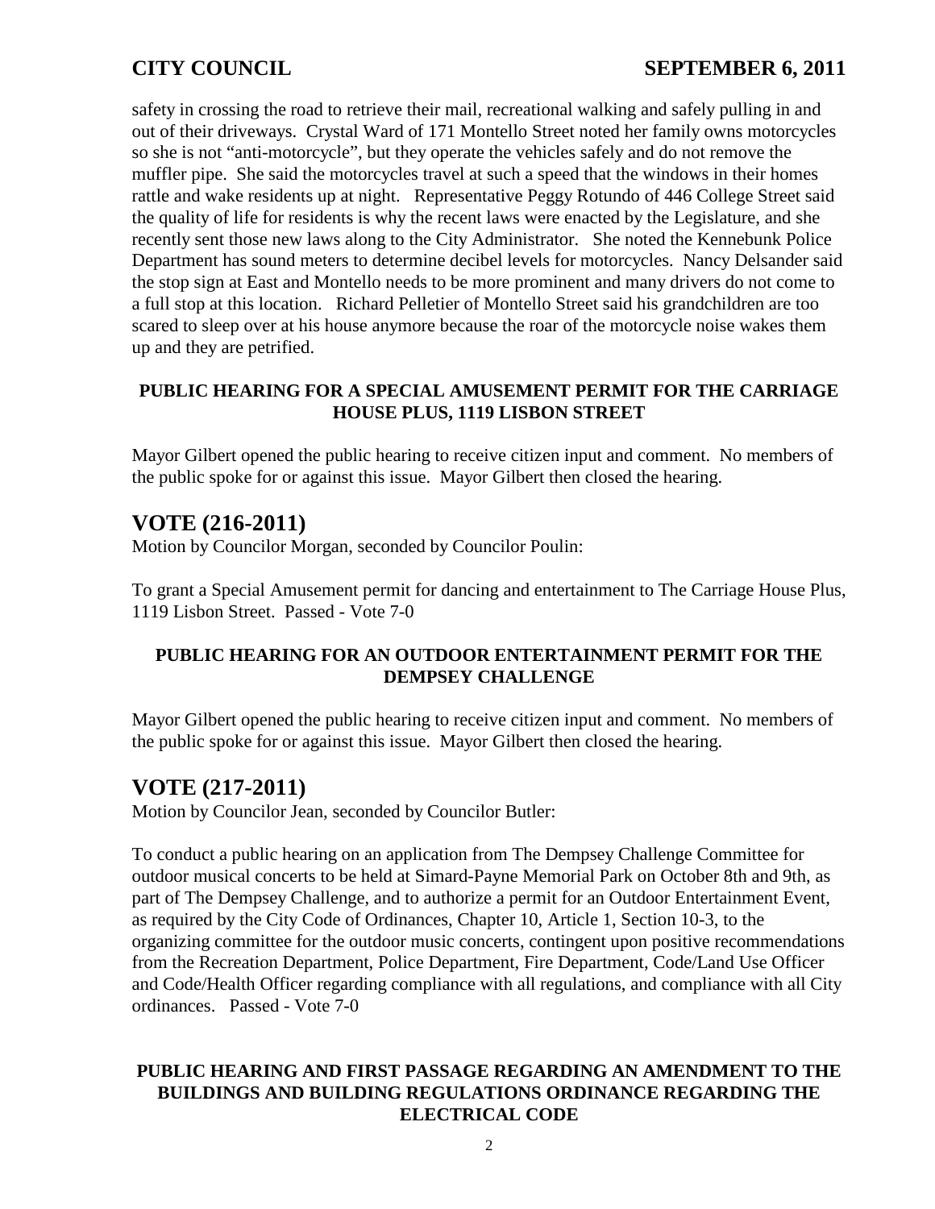safety in crossing the road to retrieve their mail, recreational walking and safely pulling in and out of their driveways. Crystal Ward of 171 Montello Street noted her family owns motorcycles so she is not "anti-motorcycle", but they operate the vehicles safely and do not remove the muffler pipe. She said the motorcycles travel at such a speed that the windows in their homes rattle and wake residents up at night. Representative Peggy Rotundo of 446 College Street said the quality of life for residents is why the recent laws were enacted by the Legislature, and she recently sent those new laws along to the City Administrator. She noted the Kennebunk Police Department has sound meters to determine decibel levels for motorcycles. Nancy Delsander said the stop sign at East and Montello needs to be more prominent and many drivers do not come to a full stop at this location. Richard Pelletier of Montello Street said his grandchildren are too scared to sleep over at his house anymore because the roar of the motorcycle noise wakes them up and they are petrified.

**PUBLIC HEARING FOR A SPECIAL AMUSEMENT PERMIT FOR THE CARRIAGE HOUSE PLUS, 1119 LISBON STREET**

Mayor Gilbert opened the public hearing to receive citizen input and comment. No members of the public spoke for or against this issue. Mayor Gilbert then closed the hearing.

## VOTE (216-2011)

Motion by Councilor Morgan, seconded by Councilor Poulin:

To grant a Special Amusement permit for dancing and entertainment to The Carriage House Plus, 1119 Lisbon Street. Passed - Vote 7-0

**PUBLIC HEARING FOR AN OUTDOOR ENTERTAINMENT PERMIT FOR THE DEMPSEY CHALLENGE**

Mayor Gilbert opened the public hearing to receive citizen input and comment. No members of the public spoke for or against this issue. Mayor Gilbert then closed the hearing.

## VOTE (217-2011)

Motion by Councilor Jean, seconded by Councilor Butler:

To conduct a public hearing on an application from The Dempsey Challenge Committee for outdoor musical concerts to be held at Simard-Payne Memorial Park on October 8th and 9th, as part of The Dempsey Challenge, and to authorize a permit for an Outdoor Entertainment Event, as required by the City Code of Ordinances, Chapter 10, Article 1, Section 10-3, to the organizing committee for the outdoor music concerts, contingent upon positive recommendations from the Recreation Department, Police Department, Fire Department, Code/Land Use Officer and Code/Health Officer regarding compliance with all regulations, and compliance with all City ordinances. Passed - Vote 7-0

**PUBLIC HEARING AND FIRST PASSAGE REGARDING AN AMENDMENT TO THE BUILDINGS AND BUILDING REGULATIONS ORDINANCE REGARDING THE ELECTRICAL CODE**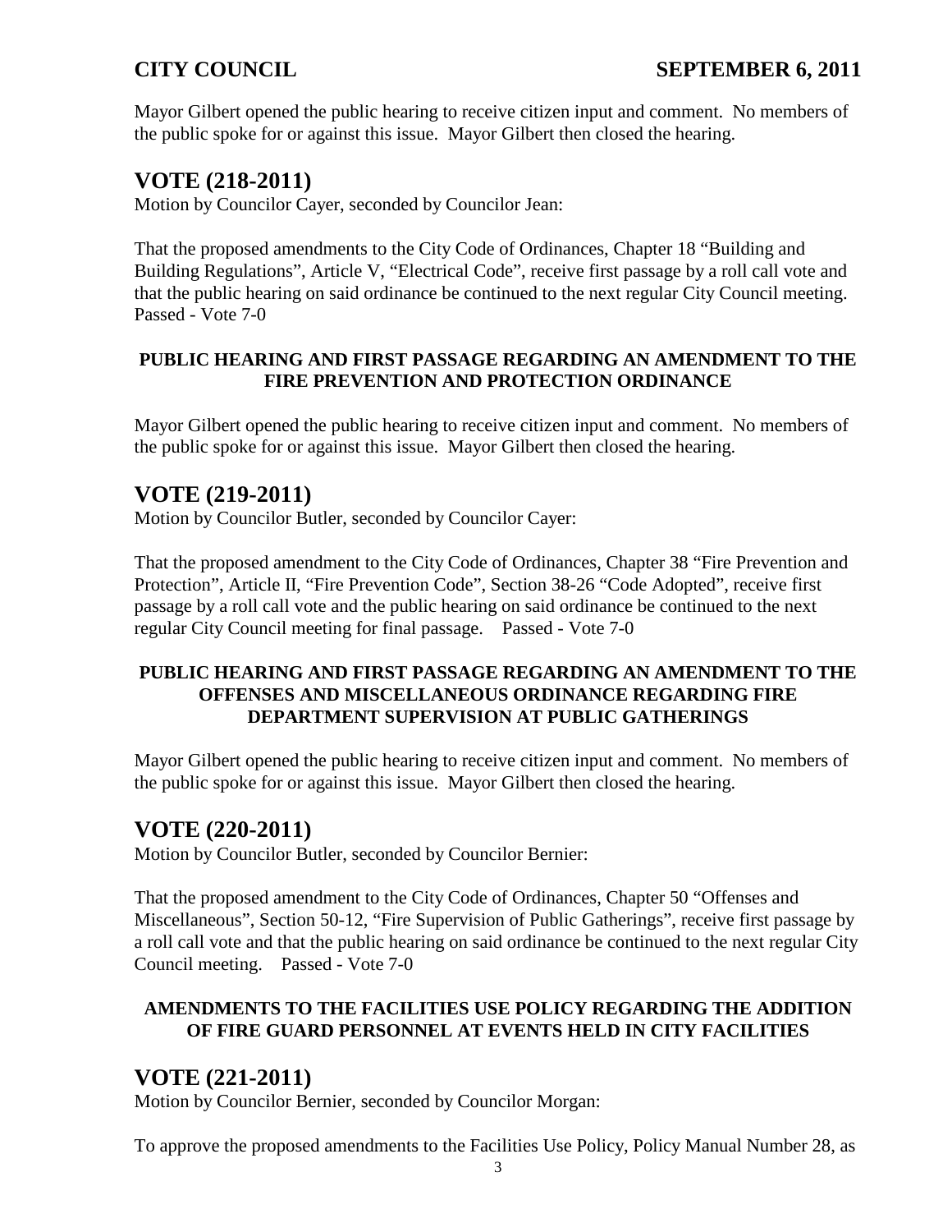Mayor Gilbert opened the public hearing to receive citizen input and comment. No members of the public spoke for or against this issue. Mayor Gilbert then closed the hearing.

## VOTE (218-2011)

Motion by Councilor Cayer, seconded by Councilor Jean:

That the proposed amendments to the City Code of Ordinances, Chapter 18 "Building and Building Regulations", Article V, "Electrical Code", receive first passage by a roll call vote and that the public hearing on said ordinance be continued to the next regular City Council meeting. Passed - Vote 7-0

### PUBLIC HEARING AND FIRST PASSAGE REGARDING AN AMENDMENT TO THE FIRE PREVENTION AND PROTECTION ORDINANCE

Mayor Gilbert opened the public hearing to receive citizen input and comment. No members of the public spoke for or against this issue. Mayor Gilbert then closed the hearing.

## VOTE (219-2011)

Motion by Councilor Butler, seconded by Councilor Cayer:

That the proposed amendment to the City Code of Ordinances, Chapter 38 "Fire Prevention and Protection", Article II, "Fire Prevention Code", Section 38-26 "Code Adopted", receive first passage by a roll call vote and the public hearing on said ordinance be continued to the next regular City Council meeting for final passage. Passed - Vote 7-0

### PUBLIC HEARING AND FIRST PASSAGE REGARDING AN AMENDMENT TO THE OFFENSES AND MISCELLANEOUS ORDINANCE REGARDING FIRE DEPARTMENT SUPERVISION AT PUBLIC GATHERINGS

Mayor Gilbert opened the public hearing to receive citizen input and comment. No members of the public spoke for or against this issue. Mayor Gilbert then closed the hearing.

## VOTE (220-2011)

Motion by Councilor Butler, seconded by Councilor Bernier:

That the proposed amendment to the City Code of Ordinances, Chapter 50 "Offenses and Miscellaneous", Section 50-12, "Fire Supervision of Public Gatherings", receive first passage by a roll call vote and that the public hearing on said ordinance be continued to the next regular City Council meeting. Passed - Vote 7-0

### AMENDMENTS TO THE FACILITIES USE POLICY REGARDING THE ADDITION OF FIRE GUARD PERSONNEL AT EVENTS HELD IN CITY FACILITIES

## VOTE (221-2011)

Motion by Councilor Bernier, seconded by Councilor Morgan:

To approve the proposed amendments to the Facilities Use Policy, Policy Manual Number 28, as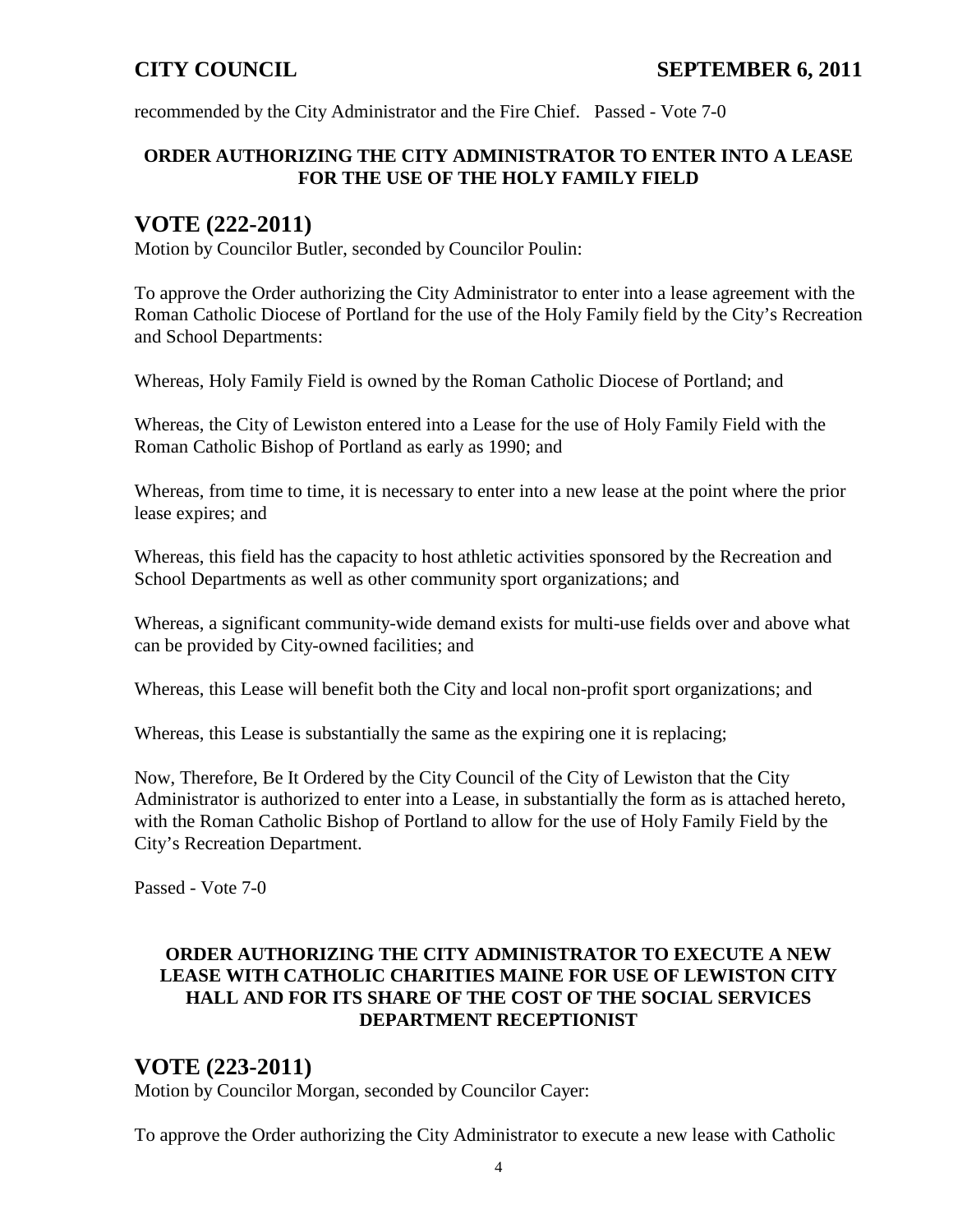recommended by the City Administrator and the Fire Chief.   Passed - Vote 7-0

**ORDER AUTHORIZING THE CITY ADMINISTRATOR TO ENTER INTO A LEASE FOR THE USE OF THE HOLY FAMILY FIELD**

## VOTE (222-2011)

Motion by Councilor Butler, seconded by Councilor Poulin:

To approve the Order authorizing the City Administrator to enter into a lease agreement with the Roman Catholic Diocese of Portland for the use of the Holy Family field by the City's Recreation and School Departments:

Whereas, Holy Family Field is owned by the Roman Catholic Diocese of Portland; and

Whereas, the City of Lewiston entered into a Lease for the use of Holy Family Field with the Roman Catholic Bishop of Portland as early as 1990; and

Whereas, from time to time, it is necessary to enter into a new lease at the point where the prior lease expires; and

Whereas, this field has the capacity to host athletic activities sponsored by the Recreation and School Departments as well as other community sport organizations; and

Whereas, a significant community-wide demand exists for multi-use fields over and above what can be provided by City-owned facilities; and

Whereas, this Lease will benefit both the City and local non-profit sport organizations; and

Whereas, this Lease is substantially the same as the expiring one it is replacing;

Now, Therefore, Be It Ordered by the City Council of the City of Lewiston that the City Administrator is authorized to enter into a Lease, in substantially the form as is attached hereto, with the Roman Catholic Bishop of Portland to allow for the use of Holy Family Field by the City's Recreation Department.

Passed - Vote 7-0

**ORDER AUTHORIZING THE CITY ADMINISTRATOR TO EXECUTE A NEW LEASE WITH CATHOLIC CHARITIES MAINE FOR USE OF LEWISTON CITY HALL AND FOR ITS SHARE OF THE COST OF THE SOCIAL SERVICES DEPARTMENT RECEPTIONIST**

## VOTE (223-2011)

Motion by Councilor Morgan, seconded by Councilor Cayer:

To approve the Order authorizing the City Administrator to execute a new lease with Catholic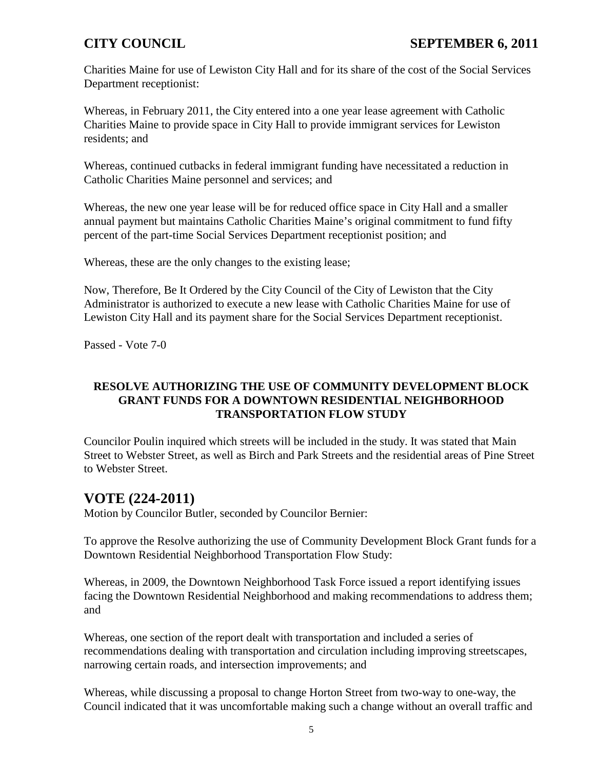Charities Maine for use of Lewiston City Hall and for its share of the cost of the Social Services Department receptionist:

Whereas, in February 2011, the City entered into a one year lease agreement with Catholic Charities Maine to provide space in City Hall to provide immigrant services for Lewiston residents; and

Whereas, continued cutbacks in federal immigrant funding have necessitated a reduction in Catholic Charities Maine personnel and services; and

Whereas, the new one year lease will be for reduced office space in City Hall and a smaller annual payment but maintains Catholic Charities Maine's original commitment to fund fifty percent of the part-time Social Services Department receptionist position; and

Whereas, these are the only changes to the existing lease;

Now, Therefore, Be It Ordered by the City Council of the City of Lewiston that the City Administrator is authorized to execute a new lease with Catholic Charities Maine for use of Lewiston City Hall and its payment share for the Social Services Department receptionist.

Passed - Vote 7-0

**RESOLVE AUTHORIZING THE USE OF COMMUNITY DEVELOPMENT BLOCK GRANT FUNDS FOR A DOWNTOWN RESIDENTIAL NEIGHBORHOOD TRANSPORTATION FLOW STUDY**

Councilor Poulin inquired which streets will be included in the study. It was stated that Main Street to Webster Street, as well as Birch and Park Streets and the residential areas of Pine Street to Webster Street.

## VOTE (224-2011)

Motion by Councilor Butler, seconded by Councilor Bernier:

To approve the Resolve authorizing the use of Community Development Block Grant funds for a Downtown Residential Neighborhood Transportation Flow Study:

Whereas, in 2009, the Downtown Neighborhood Task Force issued a report identifying issues facing the Downtown Residential Neighborhood and making recommendations to address them; and

Whereas, one section of the report dealt with transportation and included a series of recommendations dealing with transportation and circulation including improving streetscapes, narrowing certain roads, and intersection improvements; and

Whereas, while discussing a proposal to change Horton Street from two-way to one-way, the Council indicated that it was uncomfortable making such a change without an overall traffic and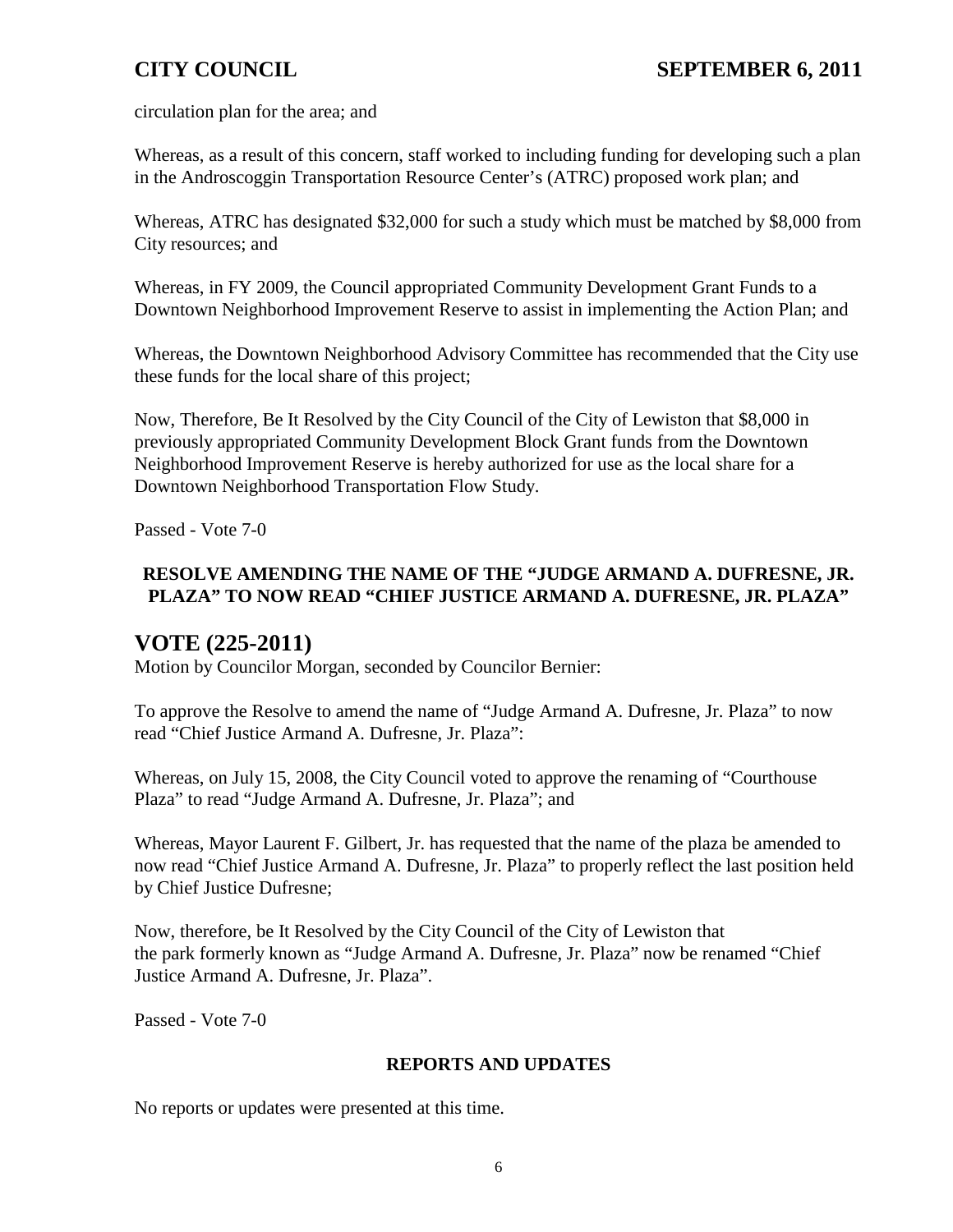circulation plan for the area; and

Whereas, as a result of this concern, staff worked to including funding for developing such a plan in the Androscoggin Transportation Resource Center's (ATRC) proposed work plan; and

Whereas, ATRC has designated $32,000 for such a study which must be matched by $8,000 from City resources; and

Whereas, in FY 2009, the Council appropriated Community Development Grant Funds to a Downtown Neighborhood Improvement Reserve to assist in implementing the Action Plan; and

Whereas, the Downtown Neighborhood Advisory Committee has recommended that the City use these funds for the local share of this project;

Now, Therefore, Be It Resolved by the City Council of the City of Lewiston that $8,000 in previously appropriated Community Development Block Grant funds from the Downtown Neighborhood Improvement Reserve is hereby authorized for use as the local share for a Downtown Neighborhood Transportation Flow Study.

Passed - Vote 7-0

**RESOLVE AMENDING THE NAME OF THE "JUDGE ARMAND A. DUFRESNE, JR. PLAZA" TO NOW READ "CHIEF JUSTICE ARMAND A. DUFRESNE, JR. PLAZA"**

## VOTE (225-2011)

Motion by Councilor Morgan, seconded by Councilor Bernier:

To approve the Resolve to amend the name of "Judge Armand A. Dufresne, Jr. Plaza" to now read "Chief Justice Armand A. Dufresne, Jr. Plaza":

Whereas, on July 15, 2008, the City Council voted to approve the renaming of "Courthouse Plaza" to read "Judge Armand A. Dufresne, Jr. Plaza"; and

Whereas, Mayor Laurent F. Gilbert, Jr. has requested that the name of the plaza be amended to now read "Chief Justice Armand A. Dufresne, Jr. Plaza" to properly reflect the last position held by Chief Justice Dufresne;

Now, therefore, be It Resolved by the City Council of the City of Lewiston that the park formerly known as "Judge Armand A. Dufresne, Jr. Plaza" now be renamed "Chief Justice Armand A. Dufresne, Jr. Plaza".

Passed - Vote 7-0

**REPORTS AND UPDATES**

No reports or updates were presented at this time.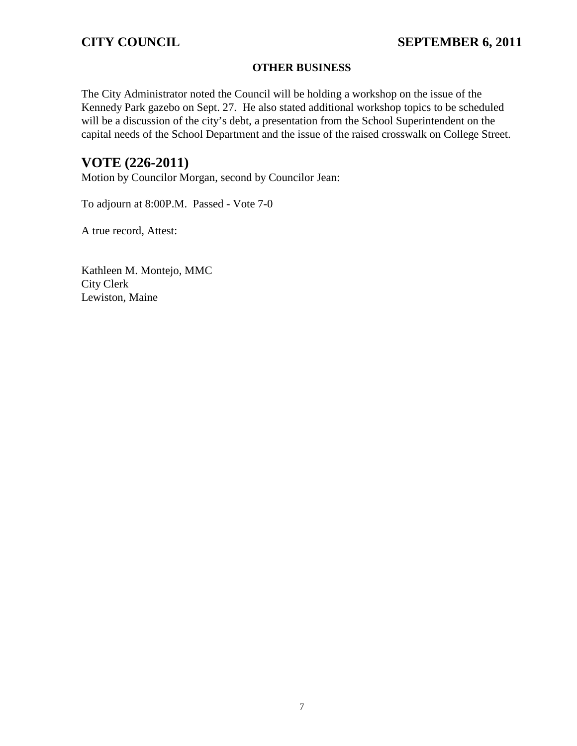**OTHER BUSINESS**

The City Administrator noted the Council will be holding a workshop on the issue of the Kennedy Park gazebo on Sept. 27. He also stated additional workshop topics to be scheduled will be a discussion of the city's debt, a presentation from the School Superintendent on the capital needs of the School Department and the issue of the raised crosswalk on College Street.

## VOTE (226-2011)

Motion by Councilor Morgan, second by Councilor Jean:

To adjourn at 8:00P.M. Passed - Vote 7-0

A true record, Attest:

Kathleen M. Montejo, MMC
City Clerk
Lewiston, Maine